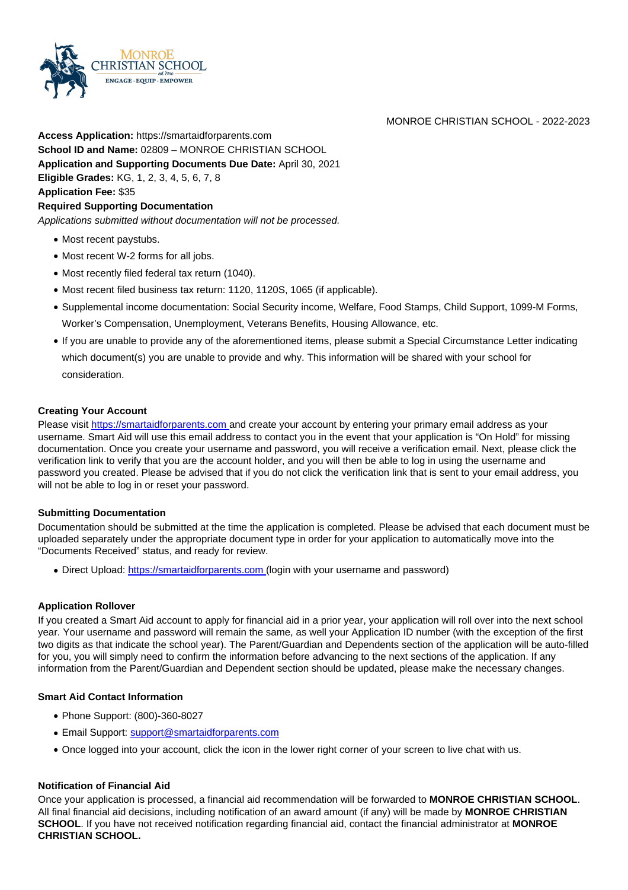MONROE CHRISTIAN SCHOOL - 2022-2023

**Access Application:** https://smartaidforparents.com
**School ID and Name:** 02809 – MONROE CHRISTIAN SCHOOL
**Application and Supporting Documents Due Date:** April 30, 2021
**Eligible Grades:** KG, 1, 2, 3, 4, 5, 6, 7, 8
**Application Fee:** $35
**Required Supporting Documentation**

*Applications submitted without documentation will not be processed.*

- Most recent paystubs.
- Most recent W-2 forms for all jobs.
- Most recently filed federal tax return (1040).
- Most recent filed business tax return: 1120, 1120S, 1065 (if applicable).
- Supplemental income documentation: Social Security income, Welfare, Food Stamps, Child Support, 1099-M Forms, Worker's Compensation, Unemployment, Veterans Benefits, Housing Allowance, etc.
- If you are unable to provide any of the aforementioned items, please submit a Special Circumstance Letter indicating which document(s) you are unable to provide and why. This information will be shared with your school for consideration.

### Creating Your Account

Please visit [https://smartaidforparents.com](https://smartaidforparents.com) and create your account by entering your primary email address as your username. Smart Aid will use this email address to contact you in the event that your application is "On Hold" for missing documentation. Once you create your username and password, you will receive a verification email. Next, please click the verification link to verify that you are the account holder, and you will then be able to log in using the username and password you created. Please be advised that if you do not click the verification link that is sent to your email address, you will not be able to log in or reset your password.

### Submitting Documentation

Documentation should be submitted at the time the application is completed. Please be advised that each document must be uploaded separately under the appropriate document type in order for your application to automatically move into the "Documents Received" status, and ready for review.

- Direct Upload: [https://smartaidforparents.com](https://smartaidforparents.com) (login with your username and password)

### Application Rollover

If you created a Smart Aid account to apply for financial aid in a prior year, your application will roll over into the next school year. Your username and password will remain the same, as well your Application ID number (with the exception of the first two digits as that indicate the school year). The Parent/Guardian and Dependents section of the application will be auto-filled for you, you will simply need to confirm the information before advancing to the next sections of the application. If any information from the Parent/Guardian and Dependent section should be updated, please make the necessary changes.

### Smart Aid Contact Information

- Phone Support: (800)-360-8027
- Email Support: [support@smartaidforparents.com](mailto:support@smartaidforparents.com)
- Once logged into your account, click the icon in the lower right corner of your screen to live chat with us.

### Notification of Financial Aid

Once your application is processed, a financial aid recommendation will be forwarded to **MONROE CHRISTIAN SCHOOL**. All final financial aid decisions, including notification of an award amount (if any) will be made by **MONROE CHRISTIAN SCHOOL**. If you have not received notification regarding financial aid, contact the financial administrator at **MONROE CHRISTIAN SCHOOL.**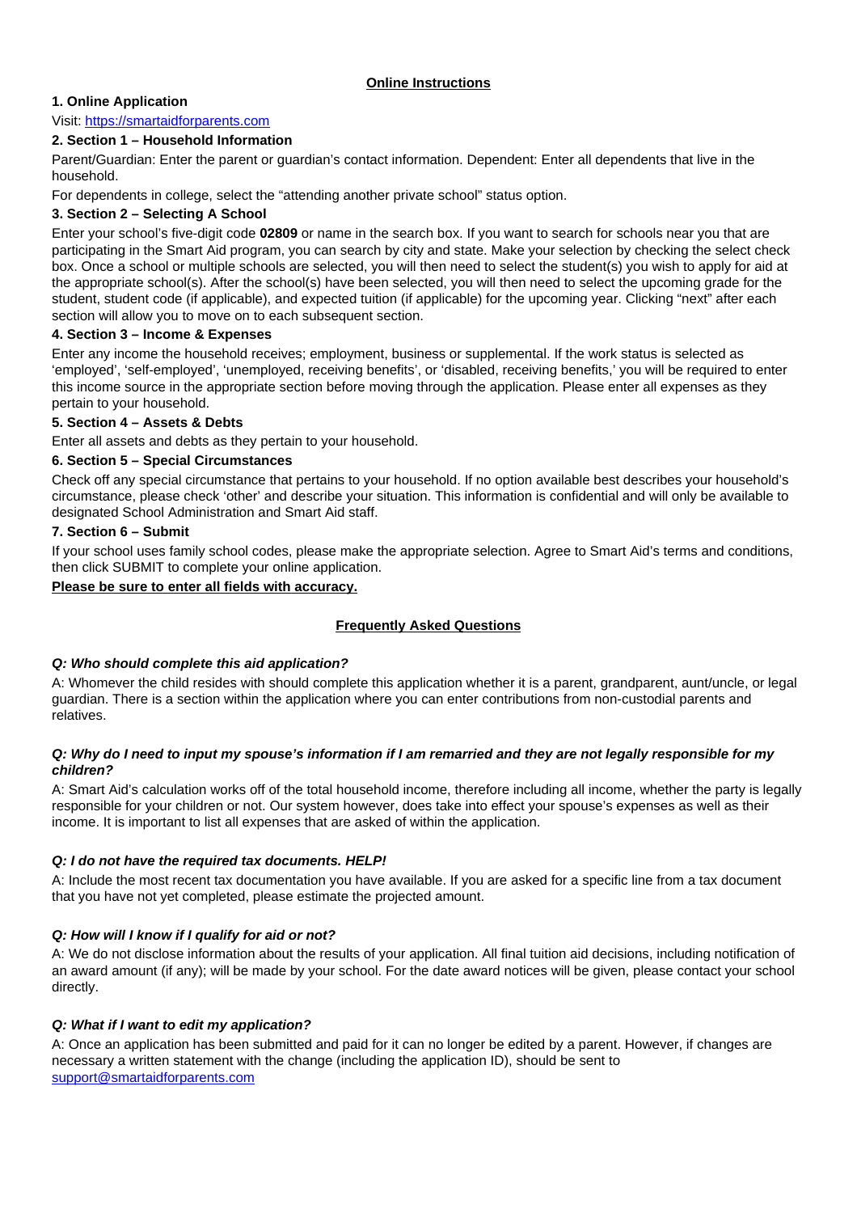## Online Instructions

**1. Online Application**

Visit: https://smartaidforparents.com

**2. Section 1 – Household Information**

Parent/Guardian: Enter the parent or guardian's contact information. Dependent: Enter all dependents that live in the household.

For dependents in college, select the "attending another private school" status option.

**3. Section 2 – Selecting A School**

Enter your school's five-digit code **02809** or name in the search box. If you want to search for schools near you that are participating in the Smart Aid program, you can search by city and state. Make your selection by checking the select check box. Once a school or multiple schools are selected, you will then need to select the student(s) you wish to apply for aid at the appropriate school(s). After the school(s) have been selected, you will then need to select the upcoming grade for the student, student code (if applicable), and expected tuition (if applicable) for the upcoming year. Clicking "next" after each section will allow you to move on to each subsequent section.

**4. Section 3 – Income & Expenses**

Enter any income the household receives; employment, business or supplemental. If the work status is selected as 'employed', 'self-employed', 'unemployed, receiving benefits', or 'disabled, receiving benefits,' you will be required to enter this income source in the appropriate section before moving through the application. Please enter all expenses as they pertain to your household.

**5. Section 4 – Assets & Debts**

Enter all assets and debts as they pertain to your household.

**6. Section 5 – Special Circumstances**

Check off any special circumstance that pertains to your household. If no option available best describes your household's circumstance, please check 'other' and describe your situation. This information is confidential and will only be available to designated School Administration and Smart Aid staff.

**7. Section 6 – Submit**

If your school uses family school codes, please make the appropriate selection. Agree to Smart Aid's terms and conditions, then click SUBMIT to complete your online application.

**Please be sure to enter all fields with accuracy.**

## Frequently Asked Questions

***Q: Who should complete this aid application?***

A: Whomever the child resides with should complete this application whether it is a parent, grandparent, aunt/uncle, or legal guardian. There is a section within the application where you can enter contributions from non-custodial parents and relatives.

***Q: Why do I need to input my spouse's information if I am remarried and they are not legally responsible for my children?***

A: Smart Aid's calculation works off of the total household income, therefore including all income, whether the party is legally responsible for your children or not. Our system however, does take into effect your spouse's expenses as well as their income. It is important to list all expenses that are asked of within the application.

***Q: I do not have the required tax documents. HELP!***

A: Include the most recent tax documentation you have available. If you are asked for a specific line from a tax document that you have not yet completed, please estimate the projected amount.

***Q: How will I know if I qualify for aid or not?***

A: We do not disclose information about the results of your application. All final tuition aid decisions, including notification of an award amount (if any); will be made by your school. For the date award notices will be given, please contact your school directly.

***Q: What if I want to edit my application?***

A: Once an application has been submitted and paid for it can no longer be edited by a parent. However, if changes are necessary a written statement with the change (including the application ID), should be sent to support@smartaidforparents.com